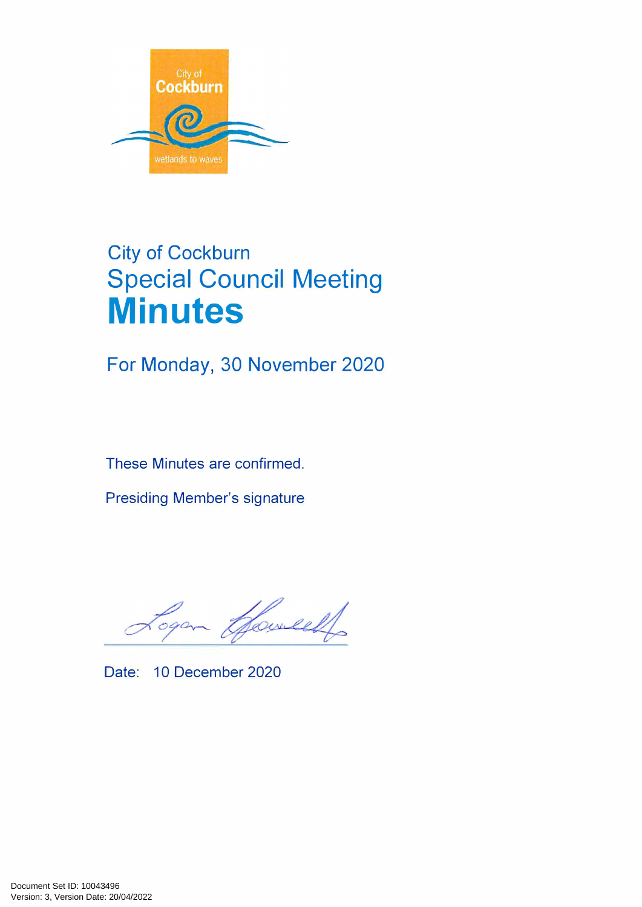City of Cockburn

Special Council Meeting

# Minutes

For Monday, 30 November 2020

These Minutes are confirmed.

Presiding Member's signature

Date: 10 December 2020

Document Set ID: 10043496
Version: 3, Version Date: 20/04/2022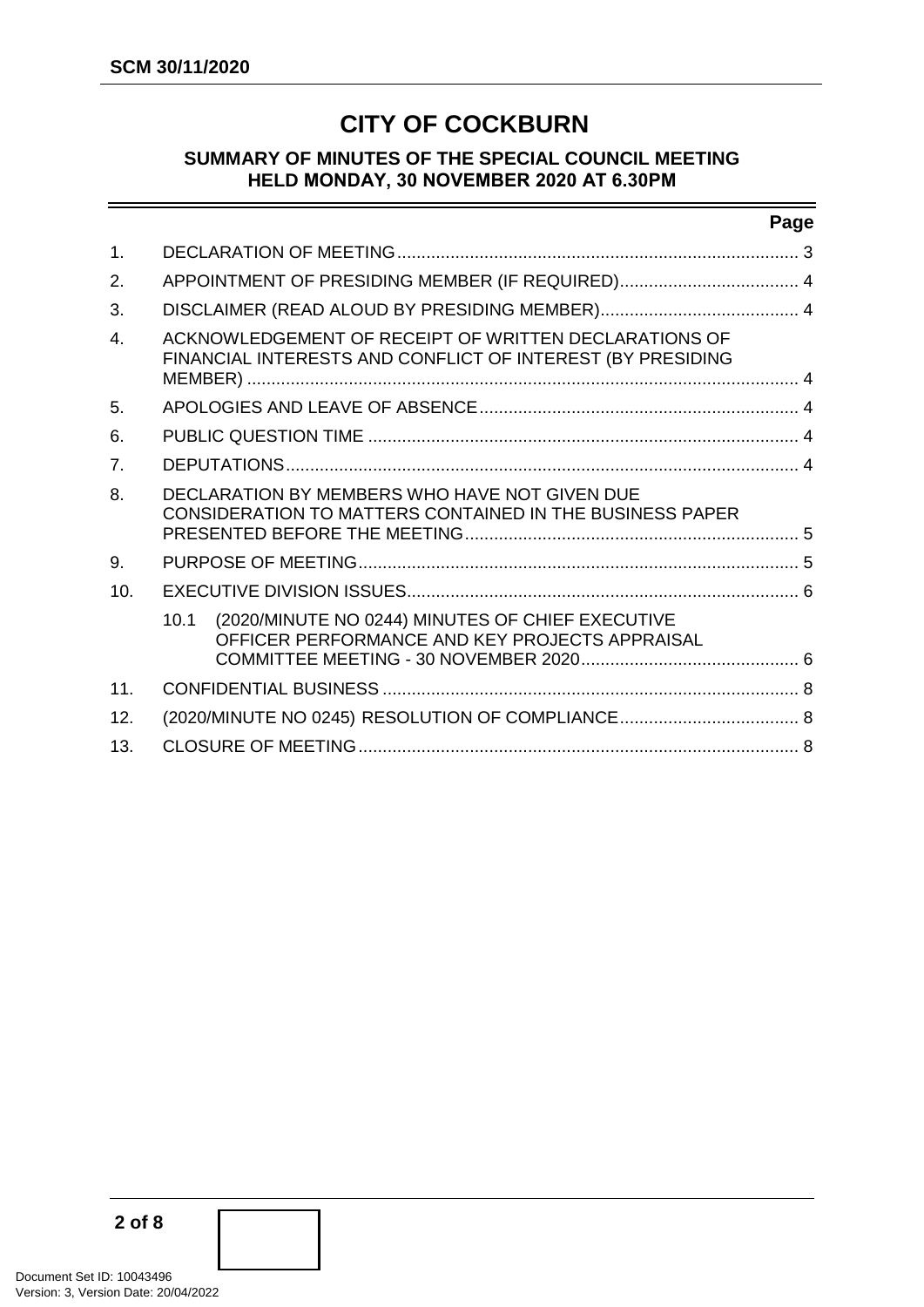# CITY OF COCKBURN

## SUMMARY OF MINUTES OF THE SPECIAL COUNCIL MEETING HELD MONDAY, 30 NOVEMBER 2020 AT 6.30PM

| | | Page |
|---|---|---|
| 1. | DECLARATION OF MEETING | 3 |
| 2. | APPOINTMENT OF PRESIDING MEMBER (IF REQUIRED) | 4 |
| 3. | DISCLAIMER (READ ALOUD BY PRESIDING MEMBER) | 4 |
| 4. | ACKNOWLEDGEMENT OF RECEIPT OF WRITTEN DECLARATIONS OF FINANCIAL INTERESTS AND CONFLICT OF INTEREST (BY PRESIDING MEMBER) | 4 |
| 5. | APOLOGIES AND LEAVE OF ABSENCE | 4 |
| 6. | PUBLIC QUESTION TIME | 4 |
| 7. | DEPUTATIONS | 4 |
| 8. | DECLARATION BY MEMBERS WHO HAVE NOT GIVEN DUE CONSIDERATION TO MATTERS CONTAINED IN THE BUSINESS PAPER PRESENTED BEFORE THE MEETING | 5 |
| 9. | PURPOSE OF MEETING | 5 |
| 10. | EXECUTIVE DIVISION ISSUES | 6 |
| | 10.1 (2020/MINUTE NO 0244) MINUTES OF CHIEF EXECUTIVE OFFICER PERFORMANCE AND KEY PROJECTS APPRAISAL COMMITTEE MEETING - 30 NOVEMBER 2020 | 6 |
| 11. | CONFIDENTIAL BUSINESS | 8 |
| 12. | (2020/MINUTE NO 0245) RESOLUTION OF COMPLIANCE | 8 |
| 13. | CLOSURE OF MEETING | 8 |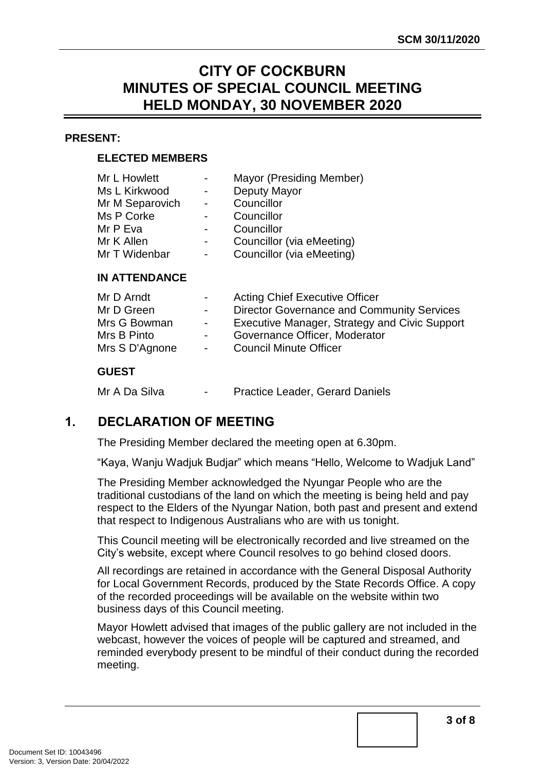# CITY OF COCKBURN
# MINUTES OF SPECIAL COUNCIL MEETING
# HELD MONDAY, 30 NOVEMBER 2020

**PRESENT:**

**ELECTED MEMBERS**

| | | |
|---|---|---|
| Mr L Howlett | - | Mayor (Presiding Member) |
| Ms L Kirkwood | - | Deputy Mayor |
| Mr M Separovich | - | Councillor |
| Ms P Corke | - | Councillor |
| Mr P Eva | - | Councillor |
| Mr K Allen | - | Councillor (via eMeeting) |
| Mr T Widenbar | - | Councillor (via eMeeting) |

**IN ATTENDANCE**

| | | |
|---|---|---|
| Mr D Arndt | - | Acting Chief Executive Officer |
| Mr D Green | - | Director Governance and Community Services |
| Mrs G Bowman | - | Executive Manager, Strategy and Civic Support |
| Mrs B Pinto | - | Governance Officer, Moderator |
| Mrs S D'Agnone | - | Council Minute Officer |

**GUEST**

| | | |
|---|---|---|
| Mr A Da Silva | - | Practice Leader, Gerard Daniels |

## 1. DECLARATION OF MEETING

The Presiding Member declared the meeting open at 6.30pm.

"Kaya, Wanju Wadjuk Budjar" which means "Hello, Welcome to Wadjuk Land"

The Presiding Member acknowledged the Nyungar People who are the traditional custodians of the land on which the meeting is being held and pay respect to the Elders of the Nyungar Nation, both past and present and extend that respect to Indigenous Australians who are with us tonight.

This Council meeting will be electronically recorded and live streamed on the City's website, except where Council resolves to go behind closed doors.

All recordings are retained in accordance with the General Disposal Authority for Local Government Records, produced by the State Records Office. A copy of the recorded proceedings will be available on the website within two business days of this Council meeting.

Mayor Howlett advised that images of the public gallery are not included in the webcast, however the voices of people will be captured and streamed, and reminded everybody present to be mindful of their conduct during the recorded meeting.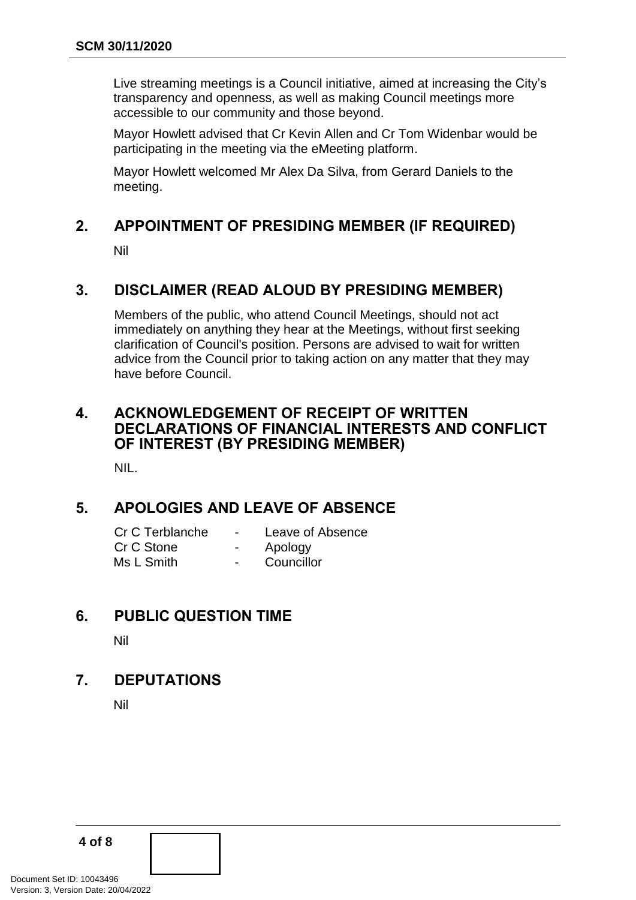Live streaming meetings is a Council initiative, aimed at increasing the City's transparency and openness, as well as making Council meetings more accessible to our community and those beyond.

Mayor Howlett advised that Cr Kevin Allen and Cr Tom Widenbar would be participating in the meeting via the eMeeting platform.

Mayor Howlett welcomed Mr Alex Da Silva, from Gerard Daniels to the meeting.

## 2. APPOINTMENT OF PRESIDING MEMBER (IF REQUIRED)

Nil

## 3. DISCLAIMER (READ ALOUD BY PRESIDING MEMBER)

Members of the public, who attend Council Meetings, should not act immediately on anything they hear at the Meetings, without first seeking clarification of Council's position. Persons are advised to wait for written advice from the Council prior to taking action on any matter that they may have before Council.

## 4. ACKNOWLEDGEMENT OF RECEIPT OF WRITTEN DECLARATIONS OF FINANCIAL INTERESTS AND CONFLICT OF INTEREST (BY PRESIDING MEMBER)

NIL.

## 5. APOLOGIES AND LEAVE OF ABSENCE

Cr C Terblanche - Leave of Absence
Cr C Stone - Apology
Ms L Smith - Councillor

## 6. PUBLIC QUESTION TIME

Nil

## 7. DEPUTATIONS

Nil

Document Set ID: 10043496
Version: 3, Version Date: 20/04/2022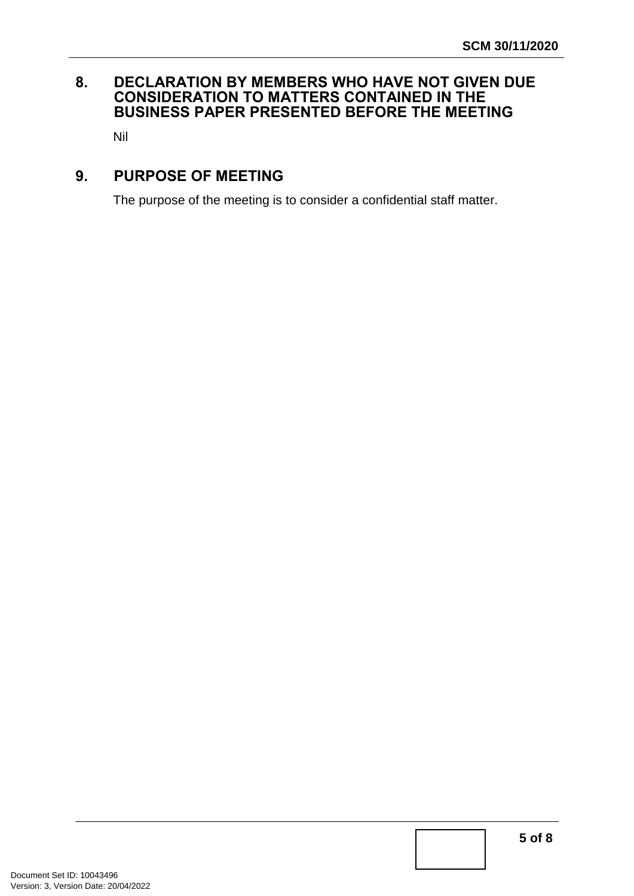## 8. DECLARATION BY MEMBERS WHO HAVE NOT GIVEN DUE CONSIDERATION TO MATTERS CONTAINED IN THE BUSINESS PAPER PRESENTED BEFORE THE MEETING

Nil

## 9. PURPOSE OF MEETING

The purpose of the meeting is to consider a confidential staff matter.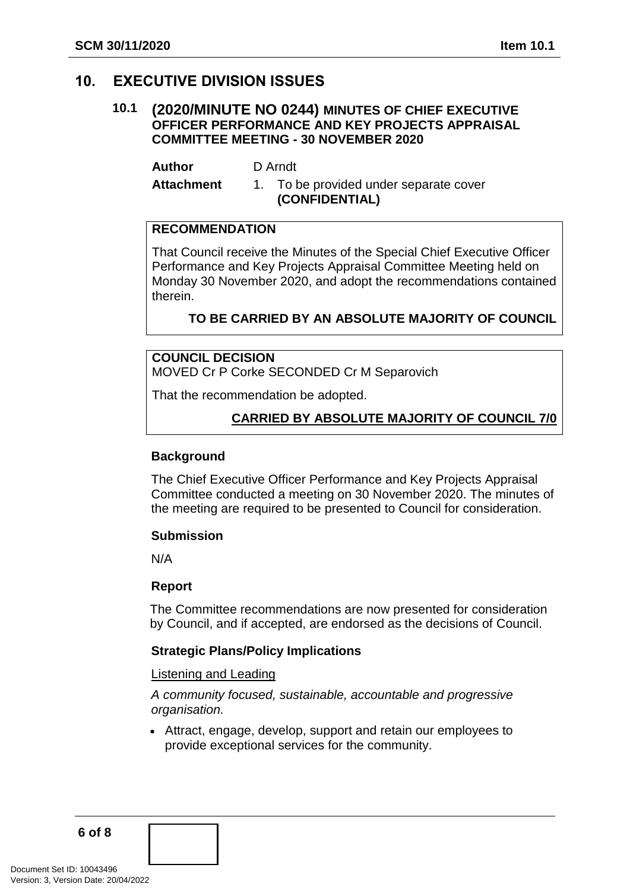# 10. EXECUTIVE DIVISION ISSUES

## 10.1 (2020/MINUTE NO 0244) MINUTES OF CHIEF EXECUTIVE OFFICER PERFORMANCE AND KEY PROJECTS APPRAISAL COMMITTEE MEETING - 30 NOVEMBER 2020

**Author** D Arndt

**Attachment** 1. To be provided under separate cover **(CONFIDENTIAL)**

**RECOMMENDATION**

That Council receive the Minutes of the Special Chief Executive Officer Performance and Key Projects Appraisal Committee Meeting held on Monday 30 November 2020, and adopt the recommendations contained therein.

**TO BE CARRIED BY AN ABSOLUTE MAJORITY OF COUNCIL**

**COUNCIL DECISION**
MOVED Cr P Corke SECONDED Cr M Separovich

That the recommendation be adopted.

**CARRIED BY ABSOLUTE MAJORITY OF COUNCIL 7/0**

### Background

The Chief Executive Officer Performance and Key Projects Appraisal Committee conducted a meeting on 30 November 2020. The minutes of the meeting are required to be presented to Council for consideration.

### Submission

N/A

### Report

The Committee recommendations are now presented for consideration by Council, and if accepted, are endorsed as the decisions of Council.

### Strategic Plans/Policy Implications

Listening and Leading

*A community focused, sustainable, accountable and progressive organisation.*

- Attract, engage, develop, support and retain our employees to provide exceptional services for the community.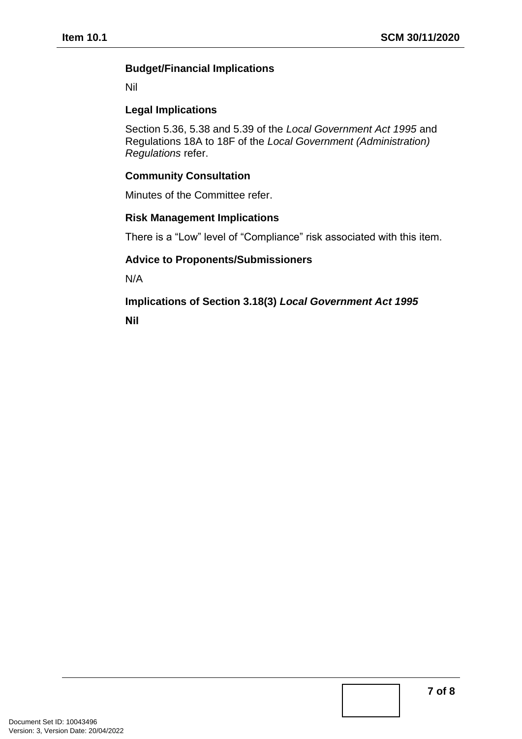### Budget/Financial Implications

Nil

### Legal Implications

Section 5.36, 5.38 and 5.39 of the *Local Government Act 1995* and Regulations 18A to 18F of the *Local Government (Administration) Regulations* refer.

### Community Consultation

Minutes of the Committee refer.

### Risk Management Implications

There is a "Low" level of "Compliance" risk associated with this item.

### Advice to Proponents/Submissioners

N/A

### Implications of Section 3.18(3) *Local Government Act 1995*

**Nil**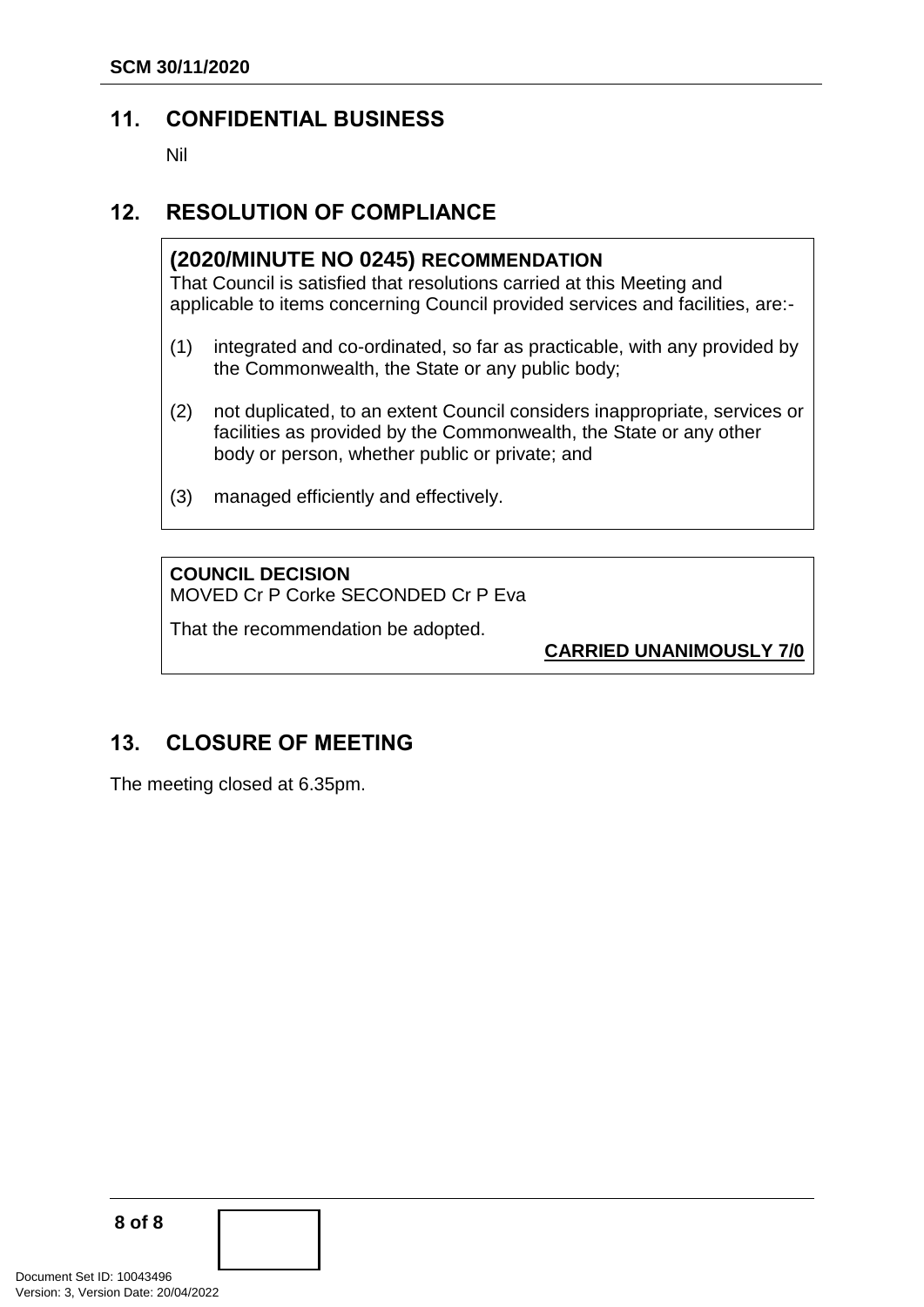## 11. CONFIDENTIAL BUSINESS

Nil

## 12. RESOLUTION OF COMPLIANCE

**(2020/MINUTE NO 0245) RECOMMENDATION**

That Council is satisfied that resolutions carried at this Meeting and applicable to items concerning Council provided services and facilities, are:-

(1) integrated and co-ordinated, so far as practicable, with any provided by the Commonwealth, the State or any public body;

(2) not duplicated, to an extent Council considers inappropriate, services or facilities as provided by the Commonwealth, the State or any other body or person, whether public or private; and

(3) managed efficiently and effectively.

**COUNCIL DECISION**
MOVED Cr P Corke SECONDED Cr P Eva

That the recommendation be adopted.

**CARRIED UNANIMOUSLY 7/0**

## 13. CLOSURE OF MEETING

The meeting closed at 6.35pm.

Document Set ID: 10043496
Version: 3, Version Date: 20/04/2022